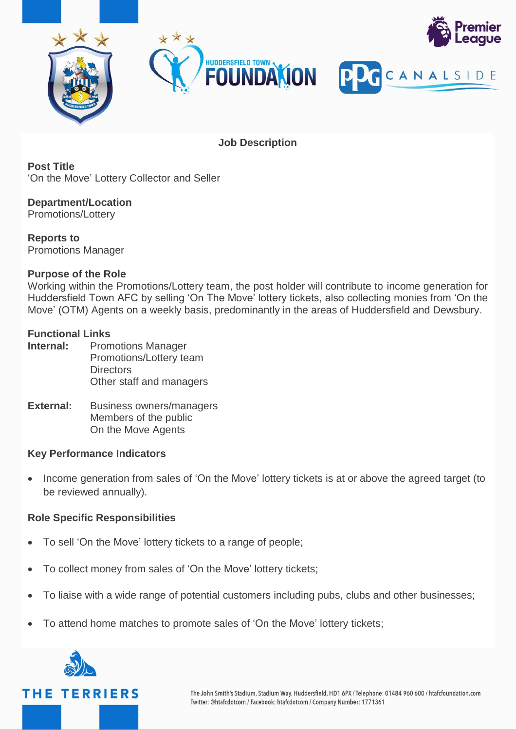## Job Description

**Post Title**
'On the Move' Lottery Collector and Seller

**Department/Location**
Promotions/Lottery

**Reports to**
Promotions Manager

**Purpose of the Role**
Working within the Promotions/Lottery team, the post holder will contribute to income generation for Huddersfield Town AFC by selling 'On The Move' lottery tickets, also collecting monies from 'On the Move' (OTM) Agents on a weekly basis, predominantly in the areas of Huddersfield and Dewsbury.

**Functional Links**

**Internal:**
Promotions Manager
Promotions/Lottery team
Directors
Other staff and managers

**External:**
Business owners/managers
Members of the public
On the Move Agents

**Key Performance Indicators**

- Income generation from sales of 'On the Move' lottery tickets is at or above the agreed target (to be reviewed annually).

**Role Specific Responsibilities**

- To sell 'On the Move' lottery tickets to a range of people;
- To collect money from sales of 'On the Move' lottery tickets;
- To liaise with a wide range of potential customers including pubs, clubs and other businesses;
- To attend home matches to promote sales of 'On the Move' lottery tickets;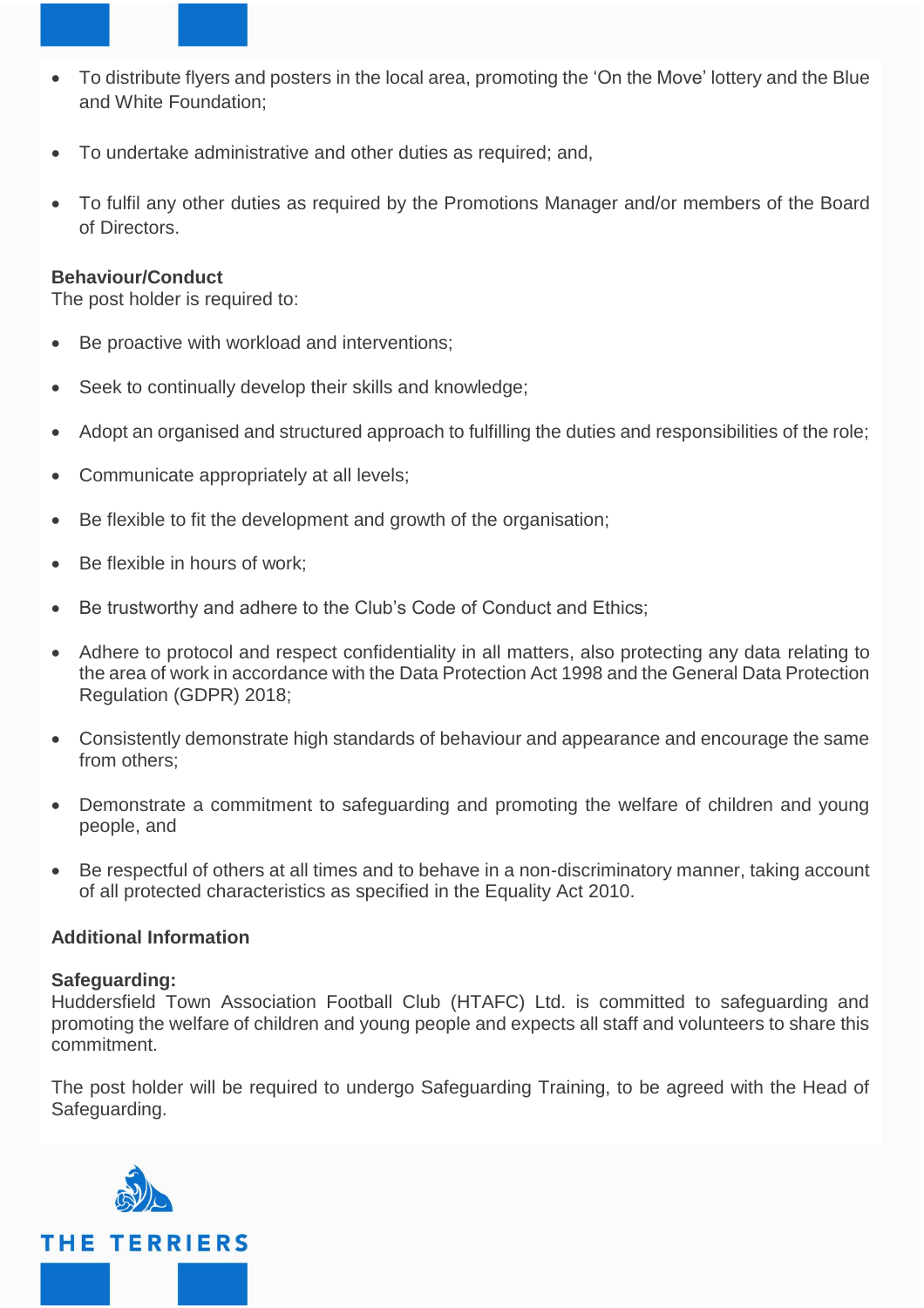- To distribute flyers and posters in the local area, promoting the 'On the Move' lottery and the Blue and White Foundation;

- To undertake administrative and other duties as required; and,

- To fulfil any other duties as required by the Promotions Manager and/or members of the Board of Directors.

**Behaviour/Conduct**
The post holder is required to:

- Be proactive with workload and interventions;

- Seek to continually develop their skills and knowledge;

- Adopt an organised and structured approach to fulfilling the duties and responsibilities of the role;

- Communicate appropriately at all levels;

- Be flexible to fit the development and growth of the organisation;

- Be flexible in hours of work;

- Be trustworthy and adhere to the Club's Code of Conduct and Ethics;

- Adhere to protocol and respect confidentiality in all matters, also protecting any data relating to the area of work in accordance with the Data Protection Act 1998 and the General Data Protection Regulation (GDPR) 2018;

- Consistently demonstrate high standards of behaviour and appearance and encourage the same from others;

- Demonstrate a commitment to safeguarding and promoting the welfare of children and young people, and

- Be respectful of others at all times and to behave in a non-discriminatory manner, taking account of all protected characteristics as specified in the Equality Act 2010.

**Additional Information**

**Safeguarding:**
Huddersfield Town Association Football Club (HTAFC) Ltd. is committed to safeguarding and promoting the welfare of children and young people and expects all staff and volunteers to share this commitment.

The post holder will be required to undergo Safeguarding Training, to be agreed with the Head of Safeguarding.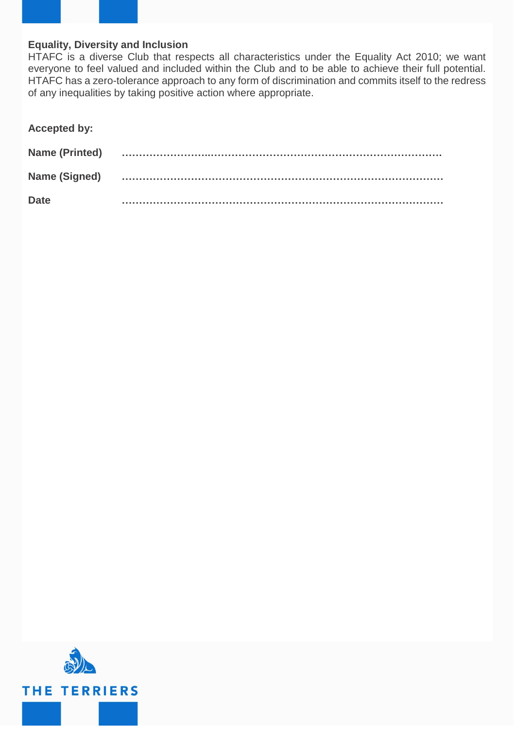**Equality, Diversity and Inclusion**

HTAFC is a diverse Club that respects all characteristics under the Equality Act 2010; we want everyone to feel valued and included within the Club and to be able to achieve their full potential. HTAFC has a zero-tolerance approach to any form of discrimination and commits itself to the redress of any inequalities by taking positive action where appropriate.

**Accepted by:**

**Name (Printed)** ……………………..…………………………………………………………

**Name (Signed)** ……………………………………………………………………………………

**Date** ……………………………………………………………………………………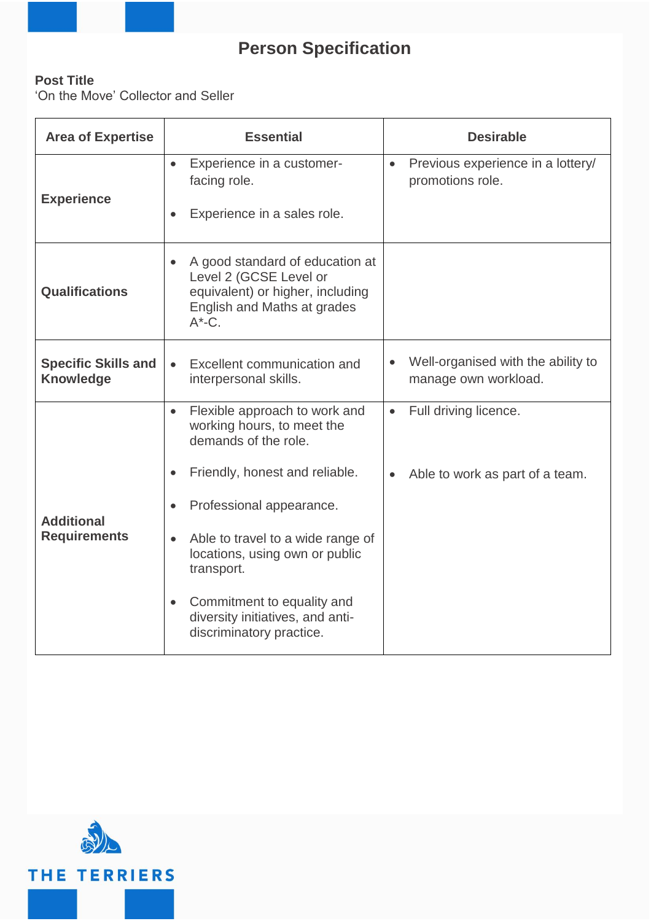# Person Specification

**Post Title**
'On the Move' Collector and Seller

| Area of Expertise | Essential | Desirable |
|---|---|---|
| **Experience** | • Experience in a customer-facing role.<br>• Experience in a sales role. | • Previous experience in a lottery/ promotions role. |
| **Qualifications** | • A good standard of education at Level 2 (GCSE Level or equivalent) or higher, including English and Maths at grades A*-C. | |
| **Specific Skills and Knowledge** | • Excellent communication and interpersonal skills. | • Well-organised with the ability to manage own workload. |
| **Additional Requirements** | • Flexible approach to work and working hours, to meet the demands of the role.<br>• Friendly, honest and reliable.<br>• Professional appearance.<br>• Able to travel to a wide range of locations, using own or public transport.<br>• Commitment to equality and diversity initiatives, and anti-discriminatory practice. | • Full driving licence.<br>• Able to work as part of a team. |

THE TERRIERS